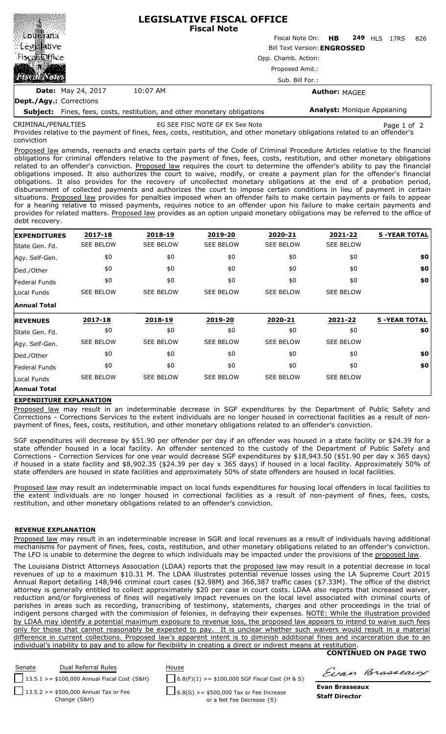# LEGISLATIVE FISCAL OFFICE
## Fiscal Note

Fiscal Note On: **HB 249** HLS 17RS 826

Bill Text Version: **ENGROSSED**

Opp. Chamb. Action:

Proposed Amd.:

Sub. Bill For.:

**Date:** May 24, 2017 10:07 AM

**Author:** MAGEE

**Dept./Agy.:** Corrections

**Subject:** Fines, fees, costs, restitution, and other monetary obligations

**Analyst:** Monique Appeaning

CRIMINAL/PENALTIES EG SEE FISC NOTE GF EX See Note

Provides relative to the payment of fines, fees, costs, restitution, and other monetary obligations related to an offender's conviction

Proposed law amends, reenacts and enacts certain parts of the Code of Criminal Procedure Articles relative to the financial obligations for criminal offenders relative to the payment of fines, fees, costs, restitution, and other monetary obligations related to an offender's conviction. Proposed law requires the court to determine the offender's ability to pay the financial obligations imposed. It also authorizes the court to waive, modify, or create a payment plan for the offender's financial obligations. It also provides for the recovery of uncollected monetary obligations at the end of a probation period, disbursement of collected payments and authorizes the court to impose certain conditions in lieu of payment in certain situations. Proposed law provides for penalties imposed when an offender fails to make certain payments or fails to appear for a hearing relative to missed payments, requires notice to an offender upon his failure to make certain payments and provides for related matters. Proposed law provides as an option unpaid monetary obligations may be referred to the office of debt recovery.

| EXPENDITURES | 2017-18 | 2018-19 | 2019-20 | 2020-21 | 2021-22 | 5 -YEAR TOTAL |
|---|---|---|---|---|---|---|
| State Gen. Fd. | SEE BELOW | SEE BELOW | SEE BELOW | SEE BELOW | SEE BELOW | |
| Agy. Self-Gen. | $0 | $0 | $0 | $0 | $0 | **$0** |
| Ded./Other | $0 | $0 | $0 | $0 | $0 | **$0** |
| Federal Funds | $0 | $0 | $0 | $0 | $0 | **$0** |
| Local Funds | SEE BELOW | SEE BELOW | SEE BELOW | SEE BELOW | SEE BELOW | |
| **Annual Total** | | | | | | |

| REVENUES | 2017-18 | 2018-19 | 2019-20 | 2020-21 | 2021-22 | 5 -YEAR TOTAL |
|---|---|---|---|---|---|---|
| State Gen. Fd. | $0 | $0 | $0 | $0 | $0 | **$0** |
| Agy. Self-Gen. | SEE BELOW | SEE BELOW | SEE BELOW | SEE BELOW | SEE BELOW | |
| Ded./Other | $0 | $0 | $0 | $0 | $0 | **$0** |
| Federal Funds | $0 | $0 | $0 | $0 | $0 | **$0** |
| Local Funds | SEE BELOW | SEE BELOW | SEE BELOW | SEE BELOW | SEE BELOW | |
| **Annual Total** | | | | | | |

**EXPENDITURE EXPLANATION**

Proposed law may result in an indeterminable decrease in SGF expenditures by the Department of Public Safety and Corrections - Corrections Services to the extent individuals are no longer housed in correctional facilities as a result of non-payment of fines, fees, costs, restitution, and other monetary obligations related to an offender's conviction.

SGF expenditures will decrease by $51.90 per offender per day if an offender was housed in a state facility or $24.39 for a state offender housed in a local facility. An offender sentenced to the custody of the Department of Public Safety and Corrections - Correction Services for one year would decrease SGF expenditures by $18,943.50 ($51.90 per day x 365 days) if housed in a state facility and $8,902.35 ($24.39 per day x 365 days) if housed in a local facility. Approximately 50% of state offenders are housed in state facilities and approximately 50% of state offenders are housed in local facilities.

Proposed law may result an indeterminable impact on local funds expenditures for housing local offenders in local facilities to the extent individuals are no longer housed in correctional facilities as a result of non-payment of fines, fees, costs, restitution, and other monetary obligations related to an offender's conviction.

**REVENUE EXPLANATION**

Proposed law may result in an indeterminable increase in SGR and local revenues as a result of individuals having additional mechanisms for payment of fines, fees, costs, restitution, and other monetary obligations related to an offender's conviction. The LFO is unable to determine the degree to which individuals may be impacted under the provisions of the proposed law.

The Louisiana District Attorneys Association (LDAA) reports that the proposed law may result in a potential decrease in local revenues of up to a maximum $10.31 M. The LDAA illustrates potential revenue losses using the LA Supreme Court 2015 Annual Report detailing 148,946 criminal court cases ($2.98M) and 366,387 traffic cases ($7.33M). The office of the district attorney is generally entitled to collect approximately $20 per case in court costs. LDAA also reports that increased waiver, reduction and/or forgiveness of fines will negatively impact revenues on the local level associated with criminal courts of parishes in areas such as recording, transcribing of testimony, statements, charges and other proceedings in the trial of indigent persons charged with the commission of felonies, in defraying their expenses. NOTE: While the illustration provided by LDAA may identify a potential maximum exposure to revenue loss, the proposed law appears to intend to waive such fees only for those that cannot reasonably be expected to pay. It is unclear whether such waivers would result in a material difference in current collections. Proposed law's apparent intent is to diminish additional fines and incarceration due to an individual's inability to pay and to allow for flexibility in creating a direct or indirect means at restitution.

**CONTINUED ON PAGE TWO**

| Senate | Dual Referral Rules | House |
|---|---|---|
| | 13.5.1 >= $100,000 Annual Fiscal Cost {S&H} | 6.8(F)(1) >= $100,000 SGF Fiscal Cost {H & S} |
| | 13.5.2 >= $500,000 Annual Tax or Fee Change {S&H} | 6.8(G) >= $500,000 Tax or Fee Increase or a Net Fee Decrease {S} |

**Evan Brasseaux**
**Staff Director**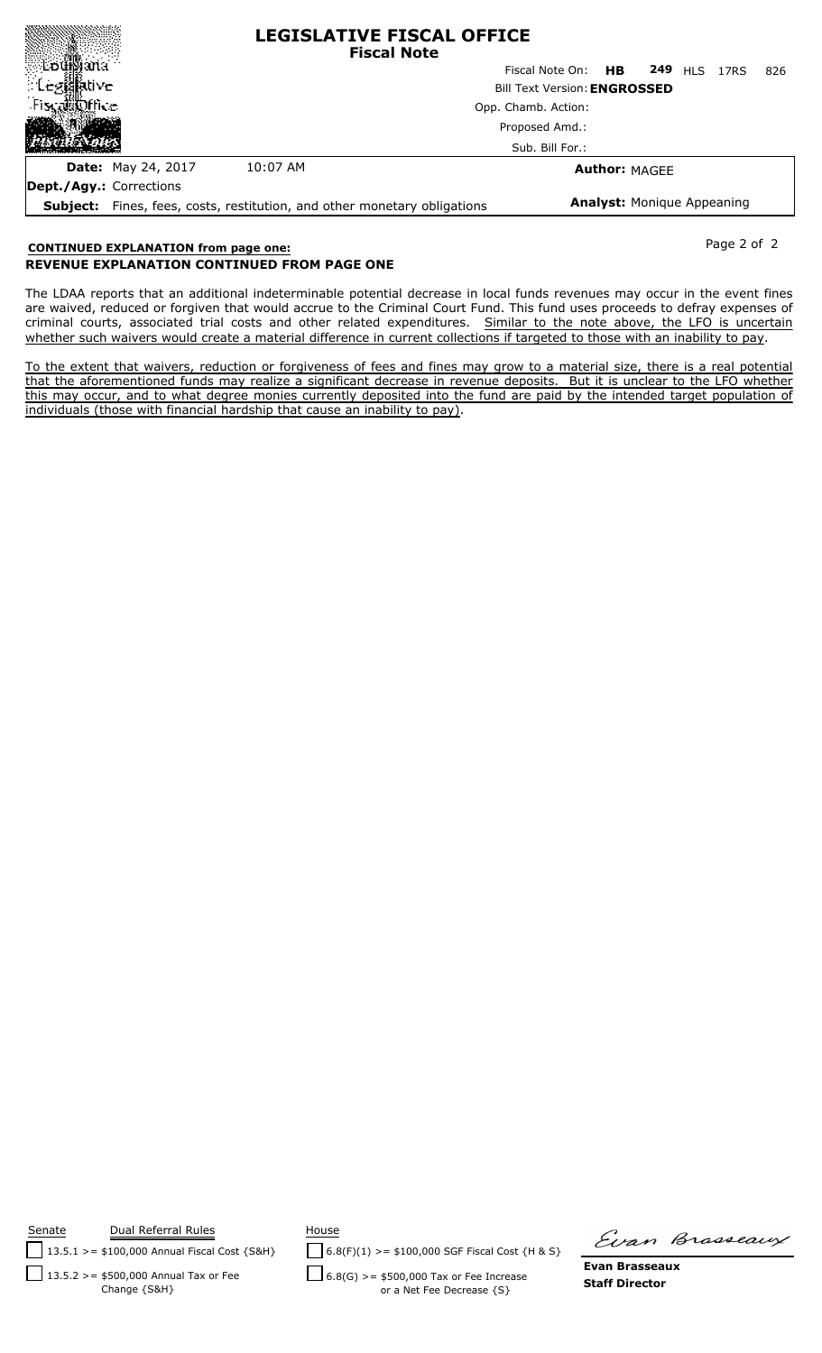**LEGISLATIVE FISCAL OFFICE**
**Fiscal Note**

Fiscal Note On: **HB 249** HLS 17RS 826

Bill Text Version: **ENGROSSED**

Opp. Chamb. Action:

Proposed Amd.:

Sub. Bill For.:

**Date:** May 24, 2017 10:07 AM

**Author:** MAGEE

**Dept./Agy.:** Corrections

**Subject:** Fines, fees, costs, restitution, and other monetary obligations

**Analyst:** Monique Appeaning

**CONTINUED EXPLANATION from page one:**

**REVENUE EXPLANATION CONTINUED FROM PAGE ONE**

The LDAA reports that an additional indeterminable potential decrease in local funds revenues may occur in the event fines are waived, reduced or forgiven that would accrue to the Criminal Court Fund. This fund uses proceeds to defray expenses of criminal courts, associated trial costs and other related expenditures. Similar to the note above, the LFO is uncertain whether such waivers would create a material difference in current collections if targeted to those with an inability to pay.

To the extent that waivers, reduction or forgiveness of fees and fines may grow to a material size, there is a real potential that the aforementioned funds may realize a significant decrease in revenue deposits. But it is unclear to the LFO whether this may occur, and to what degree monies currently deposited into the fund are paid by the intended target population of individuals (those with financial hardship that cause an inability to pay).

Senate Dual Referral Rules

☐ 13.5.1 >= $100,000 Annual Fiscal Cost {S&H}

☐ 13.5.2 >= $500,000 Annual Tax or Fee Change {S&H}

House

☐ 6.8(F)(1) >= $100,000 SGF Fiscal Cost {H & S}

☐ 6.8(G) >= $500,000 Tax or Fee Increase or a Net Fee Decrease {S}

Evan Brasseaux

**Evan Brasseaux**
**Staff Director**